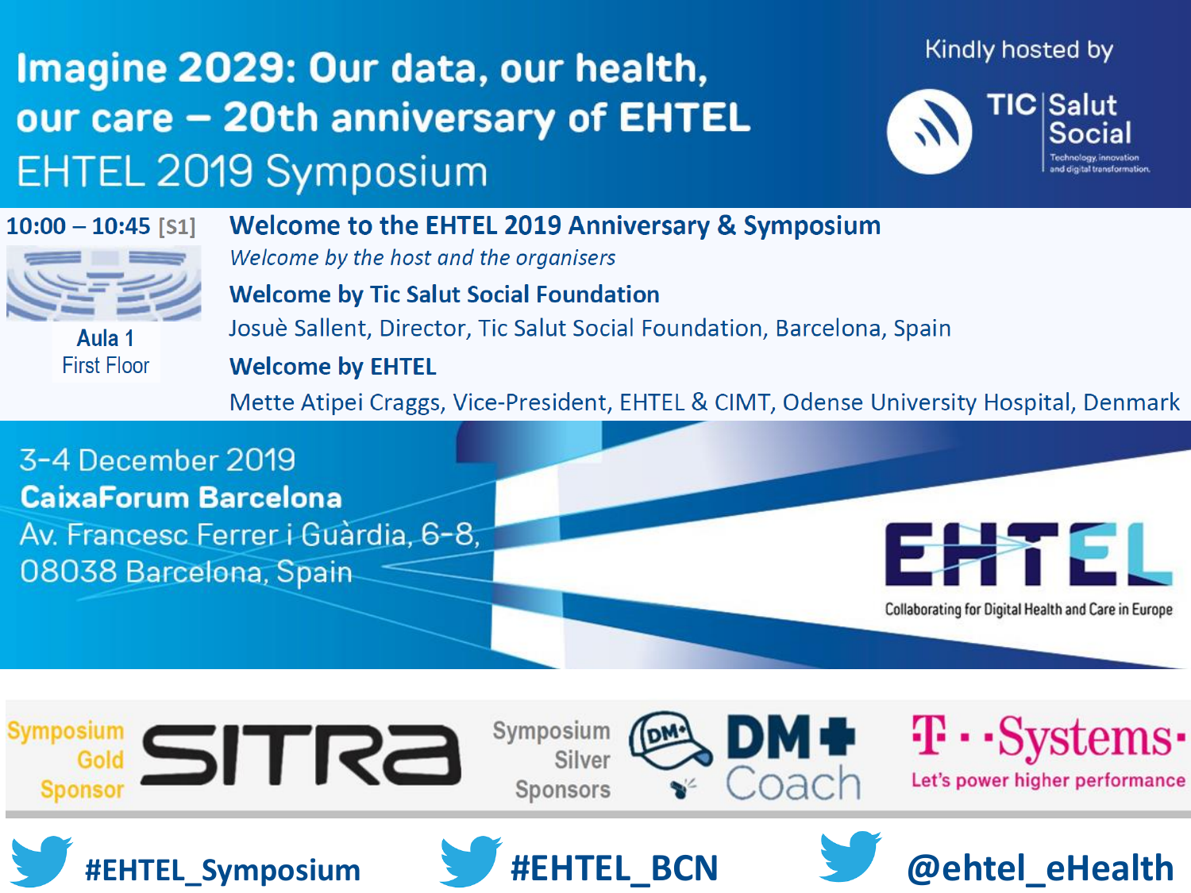# Imagine 2029: Our data, our health, our care – 20th anniversary of EHTEL

## EHTEL 2019 Symposium

Kindly hosted by TIC Salut Social – Technology, innovation and digital transformation

**10:00 – 10:45** [S1]

Aula 1
First Floor

### Welcome to the EHTEL 2019 Anniversary & Symposium

*Welcome by the host and the organisers*

**Welcome by Tic Salut Social Foundation**

Josuè Sallent, Director, Tic Salut Social Foundation, Barcelona, Spain

**Welcome by EHTEL**

Mette Atipei Craggs, Vice-President, EHTEL & CIMT, Odense University Hospital, Denmark

3-4 December 2019
**CaixaForum Barcelona**
Av. Francesc Ferrer i Guàrdia, 6-8,
08038 Barcelona, Spain

EHTEL – Collaborating for Digital Health and Care in Europe

Symposium Gold Sponsor: SITRA

Symposium Silver Sponsors: DM+ Coach; T-Systems – Let's power higher performance

#EHTEL_Symposium #EHTEL_BCN @ehtel_eHealth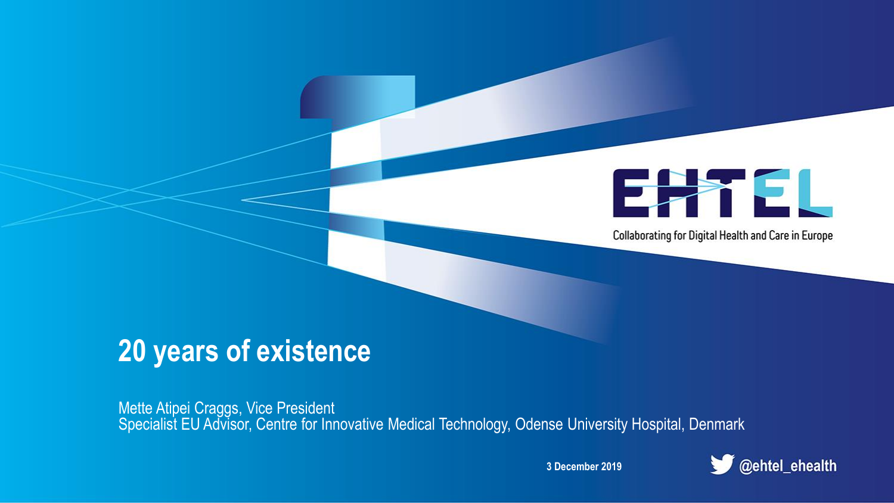EHTEL

Collaborating for Digital Health and Care in Europe

# 20 years of existence

Mette Atipei Craggs, Vice President
Specialist EU Advisor, Centre for Innovative Medical Technology, Odense University Hospital, Denmark

3 December 2019

@ehtel_ehealth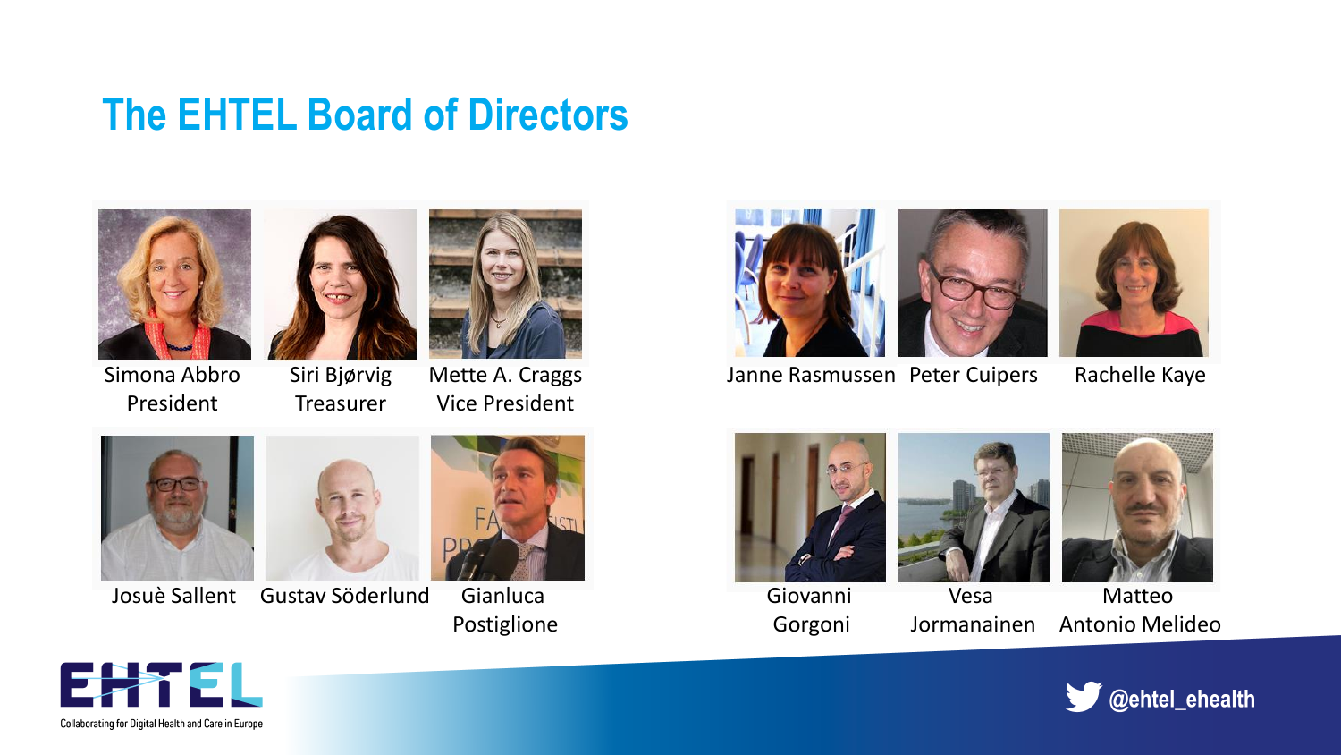# The EHTEL Board of Directors

- Simona Abbro – President
- Siri Bjørvig – Treasurer
- Mette A. Craggs – Vice President
- Josuè Sallent
- Gustav Söderlund
- Gianluca Postiglione
- Janne Rasmussen
- Peter Cuipers
- Rachelle Kaye
- Giovanni Gorgoni
- Vesa Jormanainen
- Matteo Antonio Melideo

EHTEL – Collaborating for Digital Health and Care in Europe

@ehtel_ehealth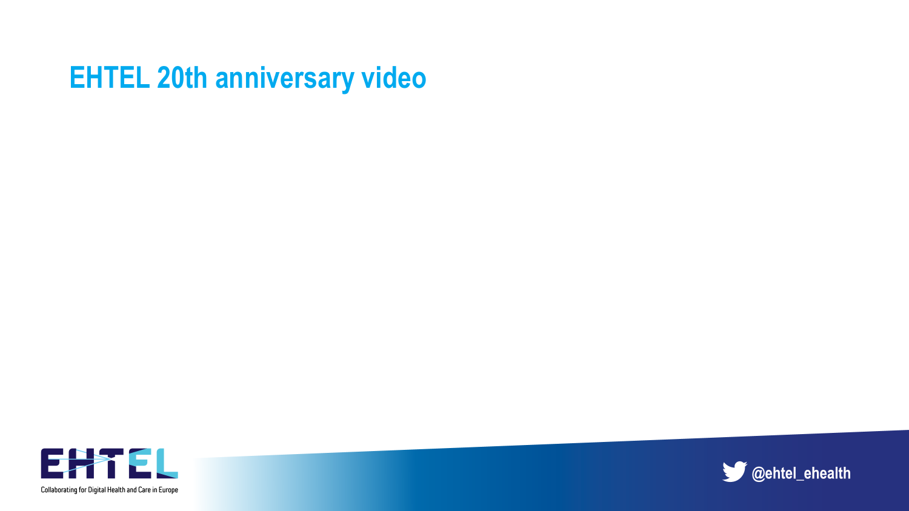# EHTEL 20th anniversary video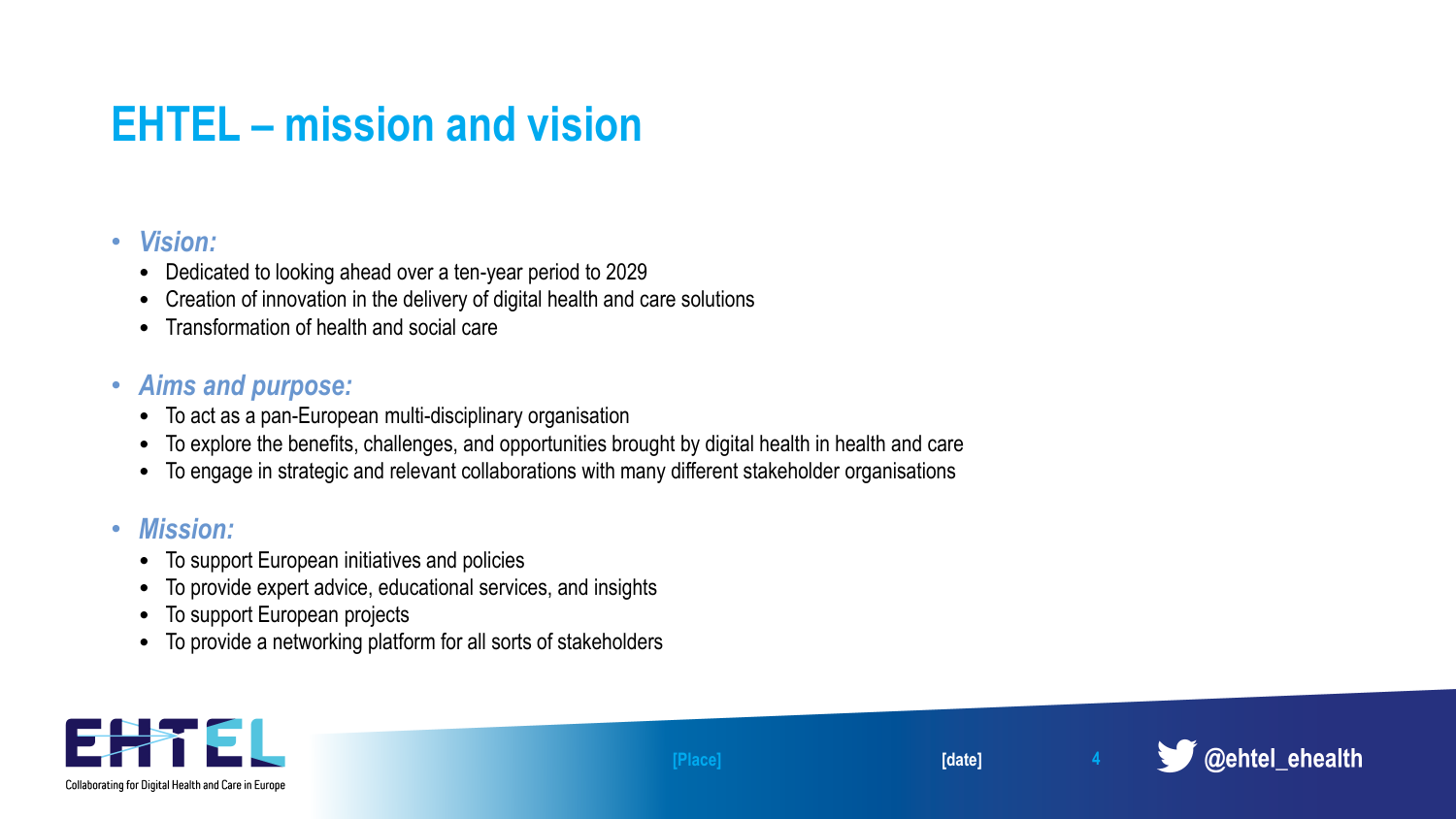# EHTEL – mission and vision

- ***Vision:***
  - Dedicated to looking ahead over a ten-year period to 2029
  - Creation of innovation in the delivery of digital health and care solutions
  - Transformation of health and social care

- ***Aims and purpose:***
  - To act as a pan-European multi-disciplinary organisation
  - To explore the benefits, challenges, and opportunities brought by digital health in health and care
  - To engage in strategic and relevant collaborations with many different stakeholder organisations

- ***Mission:***
  - To support European initiatives and policies
  - To provide expert advice, educational services, and insights
  - To support European projects
  - To provide a networking platform for all sorts of stakeholders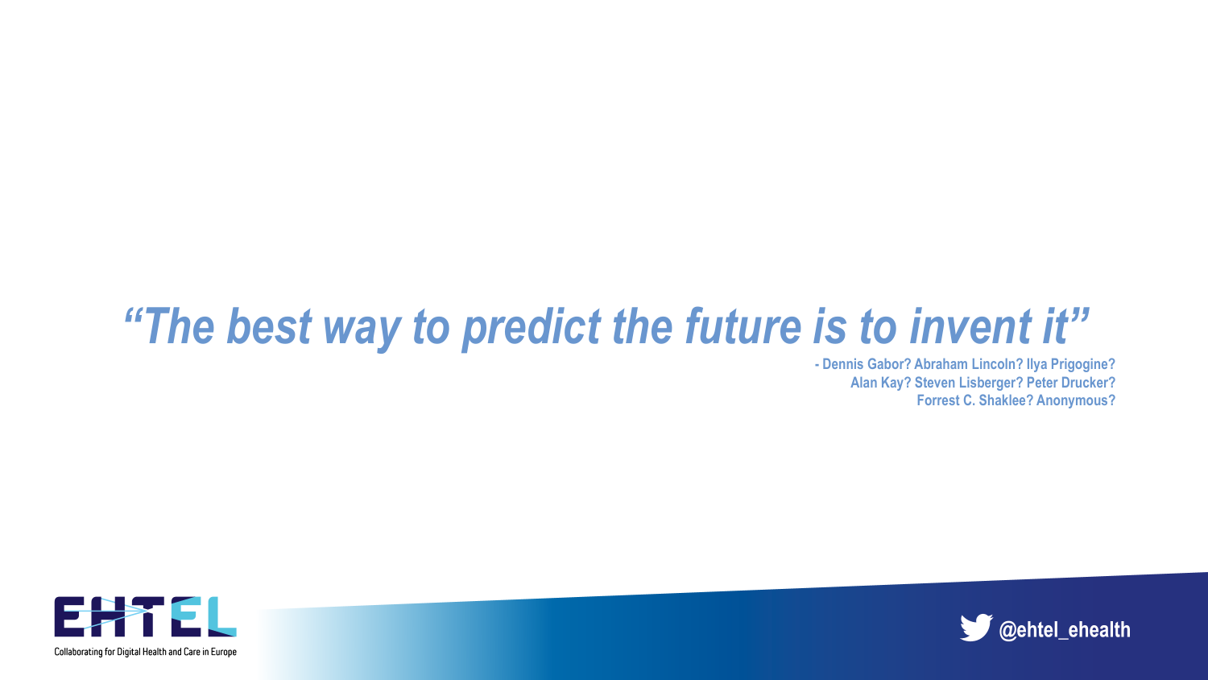*"The best way to predict the future is to invent it"*

**- Dennis Gabor? Abraham Lincoln? Ilya Prigogine? Alan Kay? Steven Lisberger? Peter Drucker? Forrest C. Shaklee? Anonymous?**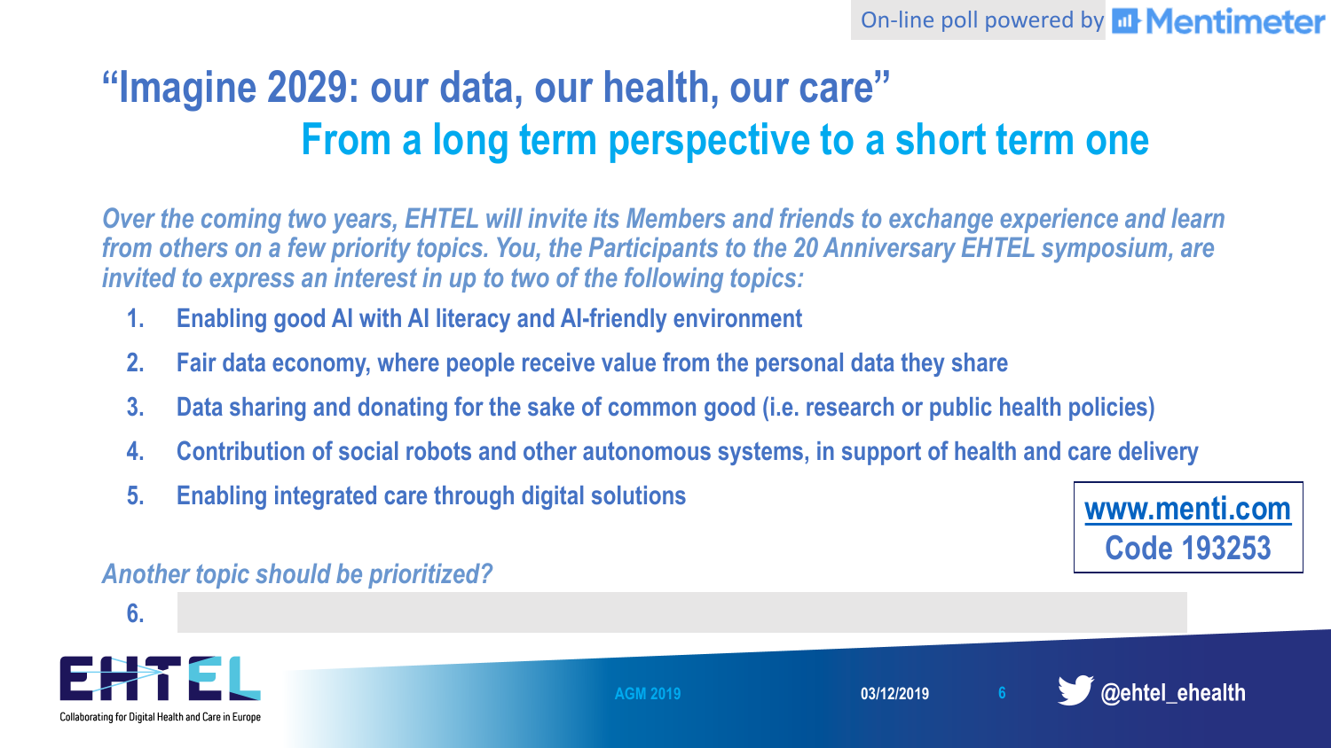On-line poll powered by Mentimeter

# "Imagine 2029: our data, our health, our care"

## From a long term perspective to a short term one

*Over the coming two years, EHTEL will invite its Members and friends to exchange experience and learn from others on a few priority topics. You, the Participants to the 20 Anniversary EHTEL symposium, are invited to express an interest in up to two of the following topics:*

1. **Enabling good AI with AI literacy and AI-friendly environment**
2. **Fair data economy, where people receive value from the personal data they share**
3. **Data sharing and donating for the sake of common good (i.e. research or public health policies)**
4. **Contribution of social robots and other autonomous systems, in support of health and care delivery**
5. **Enabling integrated care through digital solutions**

*Another topic should be prioritized?*

6.

**www.menti.com**
**Code 193253**

EHTEL
Collaborating for Digital Health and Care in Europe

AGM 2019 03/12/2019 @ehtel_ehealth